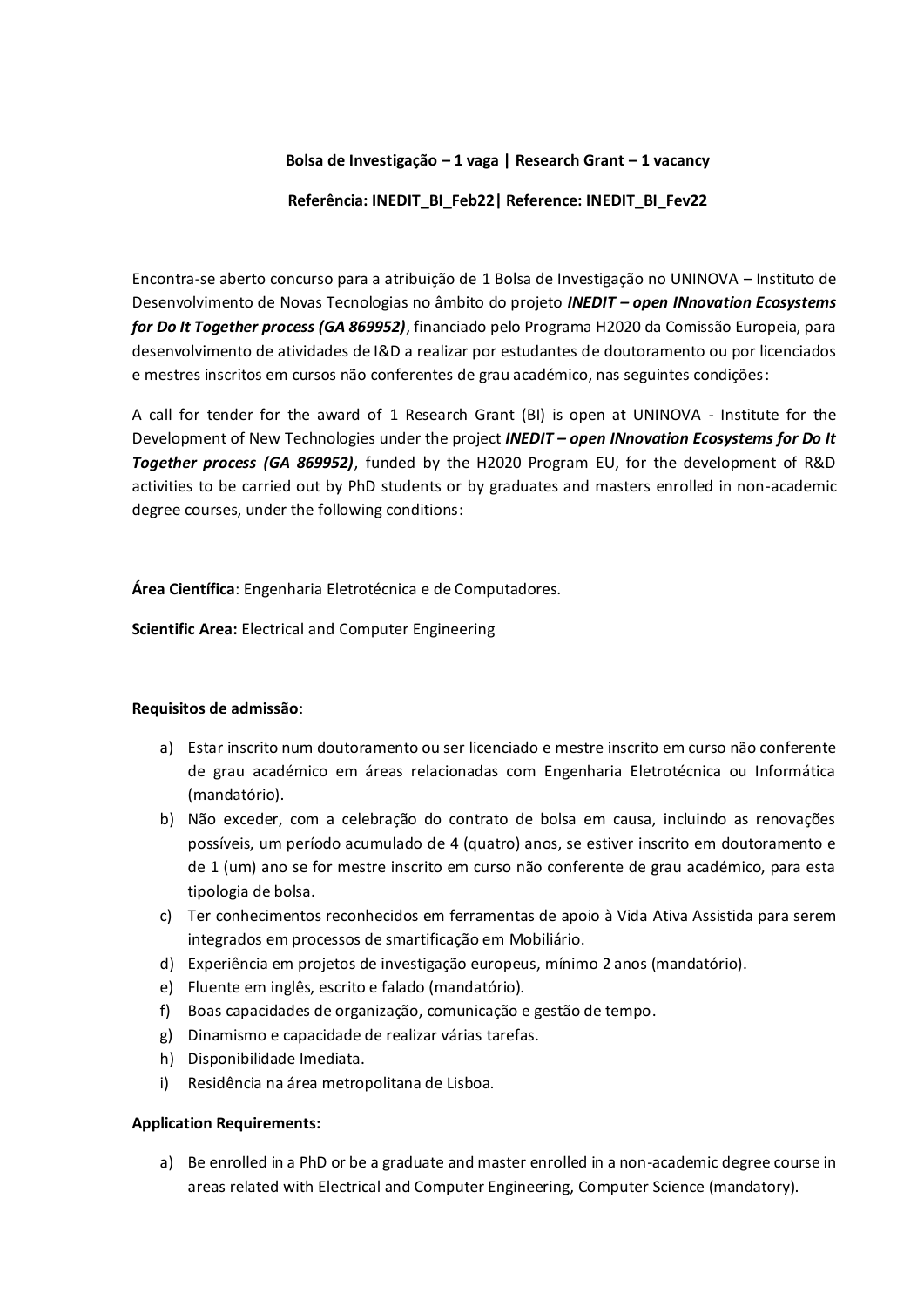**Bolsa de Investigação – 1 vaga | Research Grant – 1 vacancy**

**Referência: INEDIT_BI_Feb22| Reference: INEDIT_BI_Fev22**

Encontra-se aberto concurso para a atribuição de 1 Bolsa de Investigação no UNINOVA – Instituto de Desenvolvimento de Novas Tecnologias no âmbito do projeto ***INEDIT – open INnovation Ecosystems for Do It Together process (GA 869952)***, financiado pelo Programa H2020 da Comissão Europeia, para desenvolvimento de atividades de I&D a realizar por estudantes de doutoramento ou por licenciados e mestres inscritos em cursos não conferentes de grau académico, nas seguintes condições:

A call for tender for the award of 1 Research Grant (BI) is open at UNINOVA - Institute for the Development of New Technologies under the project ***INEDIT – open INnovation Ecosystems for Do It Together process (GA 869952)***, funded by the H2020 Program EU, for the development of R&D activities to be carried out by PhD students or by graduates and masters enrolled in non-academic degree courses, under the following conditions:

**Área Científica**: Engenharia Eletrotécnica e de Computadores.

**Scientific Area:** Electrical and Computer Engineering

**Requisitos de admissão**:

a) Estar inscrito num doutoramento ou ser licenciado e mestre inscrito em curso não conferente de grau académico em áreas relacionadas com Engenharia Eletrotécnica ou Informática (mandatório).
b) Não exceder, com a celebração do contrato de bolsa em causa, incluindo as renovações possíveis, um período acumulado de 4 (quatro) anos, se estiver inscrito em doutoramento e de 1 (um) ano se for mestre inscrito em curso não conferente de grau académico, para esta tipologia de bolsa.
c) Ter conhecimentos reconhecidos em ferramentas de apoio à Vida Ativa Assistida para serem integrados em processos de smartificação em Mobiliário.
d) Experiência em projetos de investigação europeus, mínimo 2 anos (mandatório).
e) Fluente em inglês, escrito e falado (mandatório).
f) Boas capacidades de organização, comunicação e gestão de tempo.
g) Dinamismo e capacidade de realizar várias tarefas.
h) Disponibilidade Imediata.
i) Residência na área metropolitana de Lisboa.

**Application Requirements:**

a) Be enrolled in a PhD or be a graduate and master enrolled in a non-academic degree course in areas related with Electrical and Computer Engineering, Computer Science (mandatory).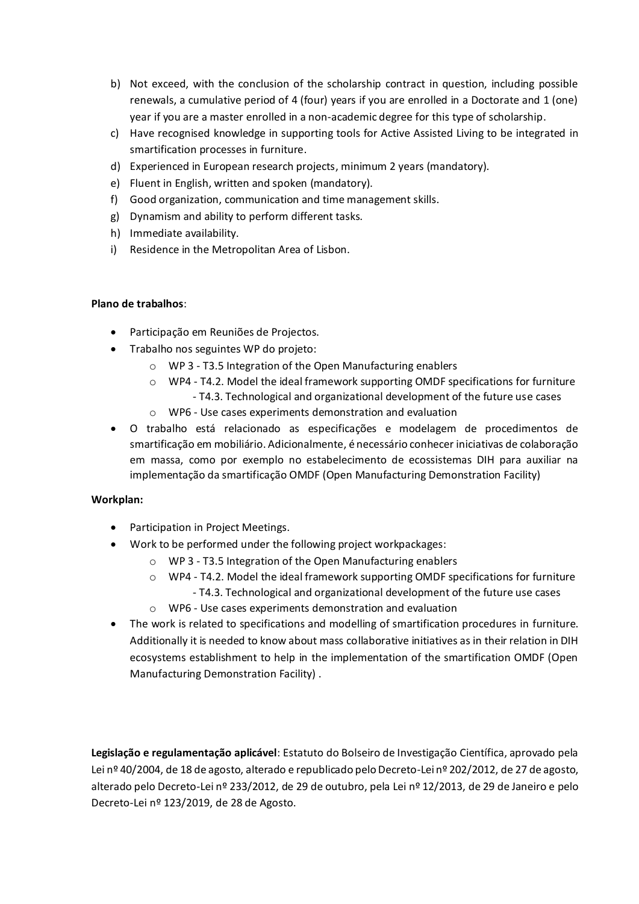b) Not exceed, with the conclusion of the scholarship contract in question, including possible renewals, a cumulative period of 4 (four) years if you are enrolled in a Doctorate and 1 (one) year if you are a master enrolled in a non-academic degree for this type of scholarship.
c) Have recognised knowledge in supporting tools for Active Assisted Living to be integrated in smartification processes in furniture.
d) Experienced in European research projects, minimum 2 years (mandatory).
e) Fluent in English, written and spoken (mandatory).
f) Good organization, communication and time management skills.
g) Dynamism and ability to perform different tasks.
h) Immediate availability.
i) Residence in the Metropolitan Area of Lisbon.

**Plano de trabalhos**:

- Participação em Reuniões de Projectos.
- Trabalho nos seguintes WP do projeto:
  - WP 3 - T3.5 Integration of the Open Manufacturing enablers
  - WP4 - T4.2. Model the ideal framework supporting OMDF specifications for furniture
    - T4.3. Technological and organizational development of the future use cases
  - WP6 - Use cases experiments demonstration and evaluation
- O trabalho está relacionado as especificações e modelagem de procedimentos de smartificação em mobiliário. Adicionalmente, é necessário conhecer iniciativas de colaboração em massa, como por exemplo no estabelecimento de ecossistemas DIH para auxiliar na implementação da smartificação OMDF (Open Manufacturing Demonstration Facility)

**Workplan:**

- Participation in Project Meetings.
- Work to be performed under the following project workpackages:
  - WP 3 - T3.5 Integration of the Open Manufacturing enablers
  - WP4 - T4.2. Model the ideal framework supporting OMDF specifications for furniture
    - T4.3. Technological and organizational development of the future use cases
  - WP6 - Use cases experiments demonstration and evaluation
- The work is related to specifications and modelling of smartification procedures in furniture. Additionally it is needed to know about mass collaborative initiatives as in their relation in DIH ecosystems establishment to help in the implementation of the smartification OMDF (Open Manufacturing Demonstration Facility) .

**Legislação e regulamentação aplicável**: Estatuto do Bolseiro de Investigação Científica, aprovado pela Lei nº 40/2004, de 18 de agosto, alterado e republicado pelo Decreto-Lei nº 202/2012, de 27 de agosto, alterado pelo Decreto-Lei nº 233/2012, de 29 de outubro, pela Lei nº 12/2013, de 29 de Janeiro e pelo Decreto-Lei nº 123/2019, de 28 de Agosto.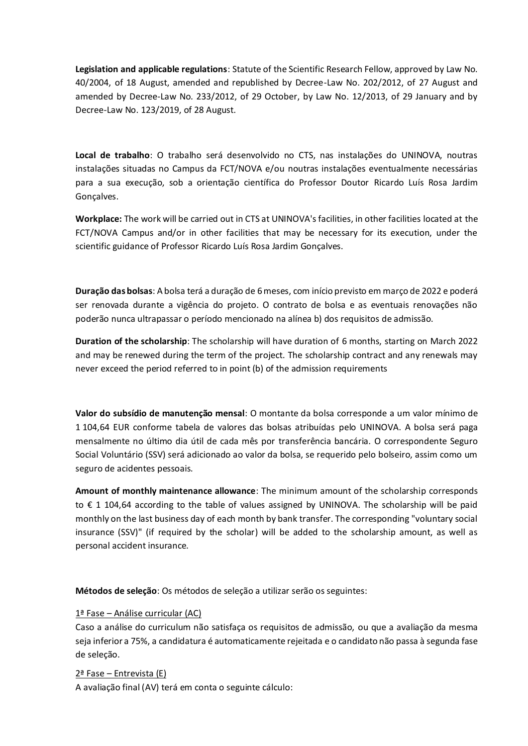**Legislation and applicable regulations**: Statute of the Scientific Research Fellow, approved by Law No. 40/2004, of 18 August, amended and republished by Decree-Law No. 202/2012, of 27 August and amended by Decree-Law No. 233/2012, of 29 October, by Law No. 12/2013, of 29 January and by Decree-Law No. 123/2019, of 28 August.

**Local de trabalho**: O trabalho será desenvolvido no CTS, nas instalações do UNINOVA, noutras instalações situadas no Campus da FCT/NOVA e/ou noutras instalações eventualmente necessárias para a sua execução, sob a orientação científica do Professor Doutor Ricardo Luís Rosa Jardim Gonçalves.

**Workplace:** The work will be carried out in CTS at UNINOVA's facilities, in other facilities located at the FCT/NOVA Campus and/or in other facilities that may be necessary for its execution, under the scientific guidance of Professor Ricardo Luís Rosa Jardim Gonçalves.

**Duração das bolsas**: A bolsa terá a duração de 6 meses, com início previsto em março de 2022 e poderá ser renovada durante a vigência do projeto. O contrato de bolsa e as eventuais renovações não poderão nunca ultrapassar o período mencionado na alínea b) dos requisitos de admissão.

**Duration of the scholarship**: The scholarship will have duration of 6 months, starting on March 2022 and may be renewed during the term of the project. The scholarship contract and any renewals may never exceed the period referred to in point (b) of the admission requirements

**Valor do subsídio de manutenção mensal**: O montante da bolsa corresponde a um valor mínimo de 1 104,64 EUR conforme tabela de valores das bolsas atribuídas pelo UNINOVA. A bolsa será paga mensalmente no último dia útil de cada mês por transferência bancária. O correspondente Seguro Social Voluntário (SSV) será adicionado ao valor da bolsa, se requerido pelo bolseiro, assim como um seguro de acidentes pessoais.

**Amount of monthly maintenance allowance**: The minimum amount of the scholarship corresponds to € 1 104,64 according to the table of values assigned by UNINOVA. The scholarship will be paid monthly on the last business day of each month by bank transfer. The corresponding "voluntary social insurance (SSV)" (if required by the scholar) will be added to the scholarship amount, as well as personal accident insurance.

**Métodos de seleção**: Os métodos de seleção a utilizar serão os seguintes:

<u>1ª Fase – Análise curricular (AC)</u>
Caso a análise do curriculum não satisfaça os requisitos de admissão, ou que a avaliação da mesma seja inferior a 75%, a candidatura é automaticamente rejeitada e o candidato não passa à segunda fase de seleção.

<u>2ª Fase – Entrevista (E)</u>
A avaliação final (AV) terá em conta o seguinte cálculo: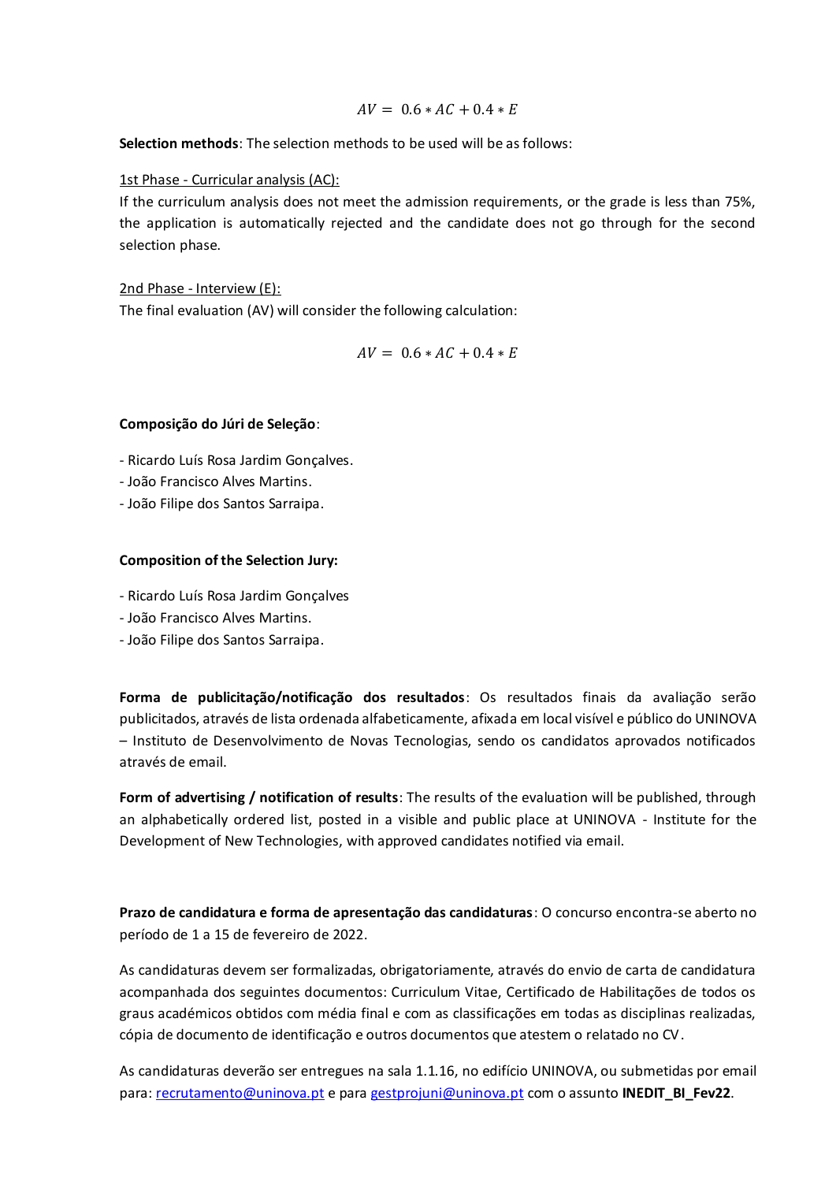$$AV = 0.6 * AC + 0.4 * E$$

**Selection methods**: The selection methods to be used will be as follows:

1st Phase - Curricular analysis (AC):

If the curriculum analysis does not meet the admission requirements, or the grade is less than 75%, the application is automatically rejected and the candidate does not go through for the second selection phase.

2nd Phase - Interview (E):

The final evaluation (AV) will consider the following calculation:

$$AV = 0.6 * AC + 0.4 * E$$

**Composição do Júri de Seleção**:

- Ricardo Luís Rosa Jardim Gonçalves.
- João Francisco Alves Martins.
- João Filipe dos Santos Sarraipa.

**Composition of the Selection Jury:**

- Ricardo Luís Rosa Jardim Gonçalves
- João Francisco Alves Martins.
- João Filipe dos Santos Sarraipa.

**Forma de publicitação/notificação dos resultados**: Os resultados finais da avaliação serão publicitados, através de lista ordenada alfabeticamente, afixada em local visível e público do UNINOVA – Instituto de Desenvolvimento de Novas Tecnologias, sendo os candidatos aprovados notificados através de email.

**Form of advertising / notification of results**: The results of the evaluation will be published, through an alphabetically ordered list, posted in a visible and public place at UNINOVA - Institute for the Development of New Technologies, with approved candidates notified via email.

**Prazo de candidatura e forma de apresentação das candidaturas**: O concurso encontra-se aberto no período de 1 a 15 de fevereiro de 2022.

As candidaturas devem ser formalizadas, obrigatoriamente, através do envio de carta de candidatura acompanhada dos seguintes documentos: Curriculum Vitae, Certificado de Habilitações de todos os graus académicos obtidos com média final e com as classificações em todas as disciplinas realizadas, cópia de documento de identificação e outros documentos que atestem o relatado no CV.

As candidaturas deverão ser entregues na sala 1.1.16, no edifício UNINOVA, ou submetidas por email para: recrutamento@uninova.pt e para gestprojuni@uninova.pt com o assunto **INEDIT_BI_Fev22**.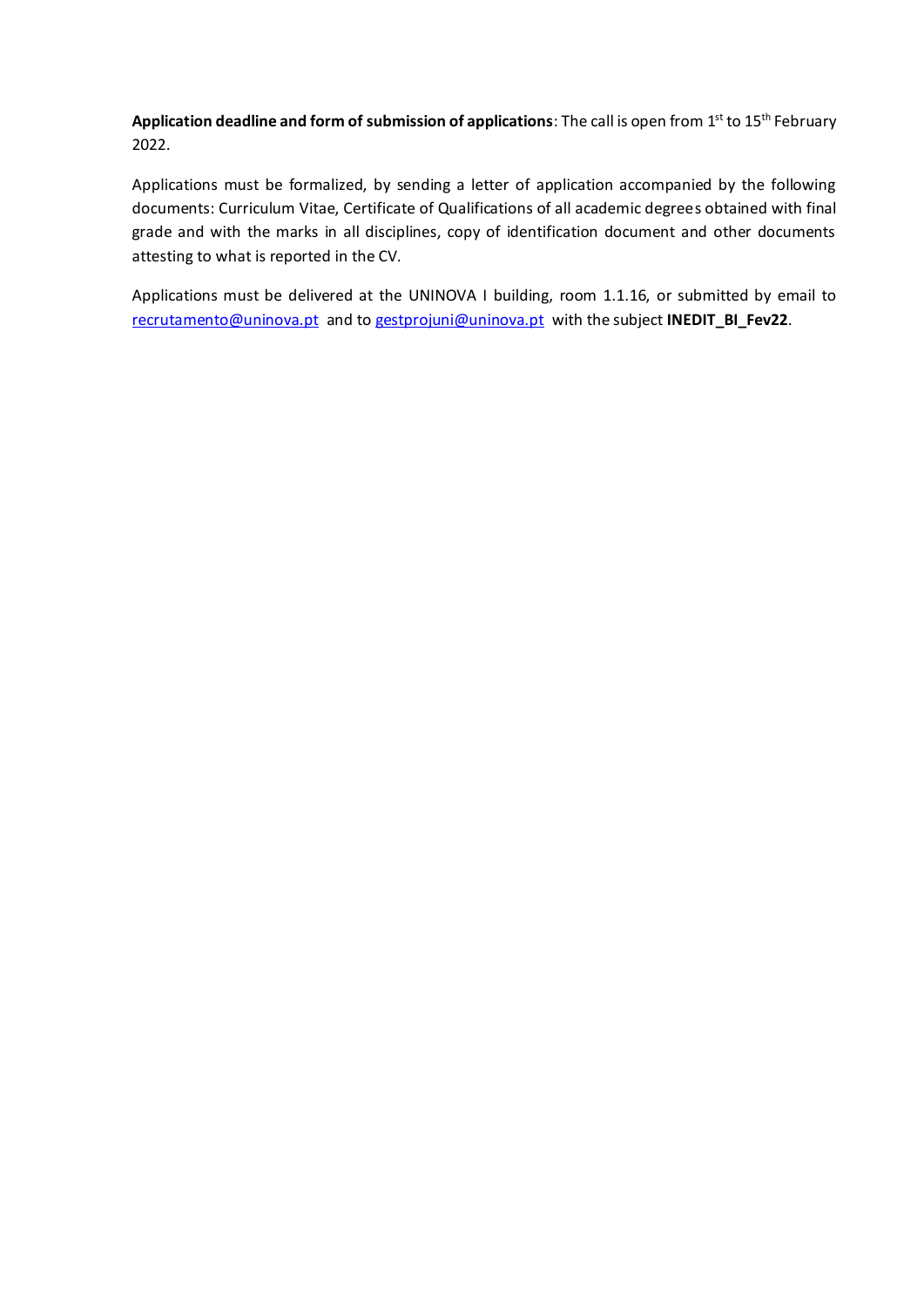**Application deadline and form of submission of applications**: The call is open from 1st to 15th February 2022.

Applications must be formalized, by sending a letter of application accompanied by the following documents: Curriculum Vitae, Certificate of Qualifications of all academic degrees obtained with final grade and with the marks in all disciplines, copy of identification document and other documents attesting to what is reported in the CV.

Applications must be delivered at the UNINOVA I building, room 1.1.16, or submitted by email to recrutamento@uninova.pt and to gestprojuni@uninova.pt with the subject **INEDIT_BI_Fev22**.